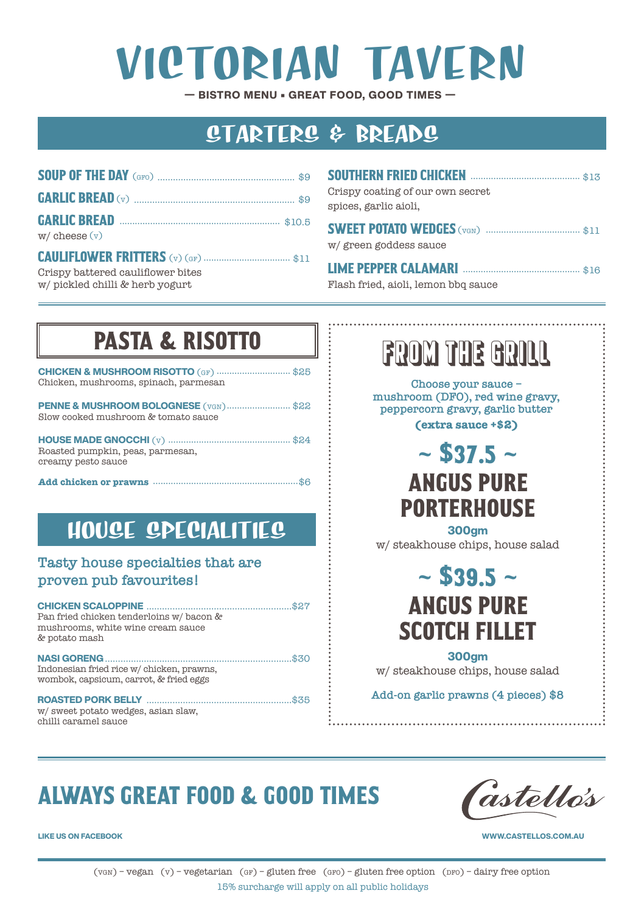# VICTORIAN TAVERN

— BISTRO MENU ▪ GREAT FOOD, GOOD TIMES —

## STARTERS & BREADS

**SOUP OF THE DAY** (GFO) ... $9

**GARLIC BREAD** (V) ... $9

**GARLIC BREAD** ... $10.5
w/ cheese (V)

**CAULIFLOWER FRITTERS** (V) (GF) ... $11
Crispy battered cauliflower bites w/ pickled chilli & herb yogurt

**SOUTHERN FRIED CHICKEN** ... $13
Crispy coating of our own secret spices, garlic aioli,

**SWEET POTATO WEDGES** (VGN) ... $11
w/ green goddess sauce

**LIME PEPPER CALAMARI** ... $16
Flash fried, aioli, lemon bbq sauce

## PASTA & RISOTTO

**CHICKEN & MUSHROOM RISOTTO** (GF) ... $25
Chicken, mushrooms, spinach, parmesan

**PENNE & MUSHROOM BOLOGNESE** (VGN) ... $22
Slow cooked mushroom & tomato sauce

**HOUSE MADE GNOCCHI** (V) ... $24
Roasted pumpkin, peas, parmesan, creamy pesto sauce

**Add chicken or prawns** ... $6

## HOUSE SPECIALITIES

Tasty house specialties that are proven pub favourites!

**CHICKEN SCALOPPINE** ... $27
Pan fried chicken tenderloins w/ bacon & mushrooms, white wine cream sauce & potato mash

**NASI GORENG** ... $30
Indonesian fried rice w/ chicken, prawns, wombok, capsicum, carrot, & fried eggs

**ROASTED PORK BELLY** ... $35
w/ sweet potato wedges, asian slaw, chilli caramel sauce

## FROM THE GRILL

Choose your sauce – mushroom (DFO), red wine gravy, peppercorn gravy, garlic butter
**(extra sauce +$2)**

**~ $37.5 ~**

**ANGUS PURE PORTERHOUSE**
300gm
w/ steakhouse chips, house salad

**~ $39.5 ~**

**ANGUS PURE SCOTCH FILLET**
300gm
w/ steakhouse chips, house salad

Add-on garlic prawns (4 pieces) $8

## ALWAYS GREAT FOOD & GOOD TIMES

Castello's

LIKE US ON FACEBOOK

WWW.CASTELLOS.COM.AU

(VGN) – vegan (V) – vegetarian (GF) – gluten free (GFO) – gluten free option (DFO) – dairy free option

15% surcharge will apply on all public holidays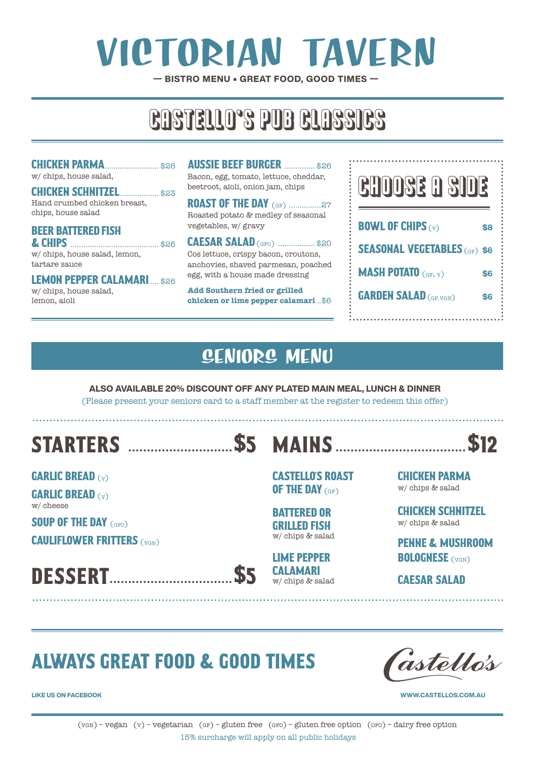# VICTORIAN TAVERN

— BISTRO MENU ▪ GREAT FOOD, GOOD TIMES —

## CASTELLO'S PUB CLASSICS

**CHICKEN PARMA** ......................... $26
w/ chips, house salad,

**CHICKEN SCHNITZEL** .................. $23
Hand crumbed chicken breast, chips, house salad

**BEER BATTERED FISH & CHIPS** ......................................... $26
w/ chips, house salad, lemon, tartare sauce

**LEMON PEPPER CALAMARI** .... $26
w/ chips, house salad, lemon, aioli

**AUSSIE BEEF BURGER** ............. $26
Bacon, egg, tomato, lettuce, cheddar, beetroot, aioli, onion jam, chips

**ROAST OF THE DAY** (GF) ...............27
Roasted potato & medley of seasonal vegetables, w/ gravy

**CAESAR SALAD** (GFO) ................. $20
Cos lettuce, crispy bacon, croutons, anchovies, shaved parmesan, poached egg, with a house made dressing

**Add Southern fried or grilled chicken or lime pepper calamari** ..$6

### CHOOSE A SIDE

| Side | Price |
|---|---|
| BOWL OF CHIPS (V) | $8 |
| SEASONAL VEGETABLES (GF) | $6 |
| MASH POTATO (GF, V) | $6 |
| GARDEN SALAD (GF, VGN) | $6 |

## SENIORS MENU

**ALSO AVAILABLE 20% DISCOUNT OFF ANY PLATED MAIN MEAL, LUNCH & DINNER**

(Please present your seniors card to a staff member at the register to redeem this offer)

### STARTERS ........................... $5

**GARLIC BREAD** (V)

**GARLIC BREAD** (V)
w/ cheese

**SOUP OF THE DAY** (GFO)

**CAULIFLOWER FRITTERS** (VGN)

### DESSERT ................................. $5

### MAINS ................................. $12

**CASTELLO'S ROAST OF THE DAY** (GF)

**BATTERED OR GRILLED FISH**
w/ chips & salad

**LIME PEPPER CALAMARI**
w/ chips & salad

**CHICKEN PARMA**
w/ chips & salad

**CHICKEN SCHNITZEL**
w/ chips & salad

**PENNE & MUSHROOM BOLOGNESE** (VGN)

**CAESAR SALAD**

## ALWAYS GREAT FOOD & GOOD TIMES

Castello's

LIKE US ON FACEBOOK

WWW.CASTELLOS.COM.AU

(VGN) – vegan (V) – vegetarian (GF) – gluten free (GFO) – gluten free option (DFO) – dairy free option

15% surcharge will apply on all public holidays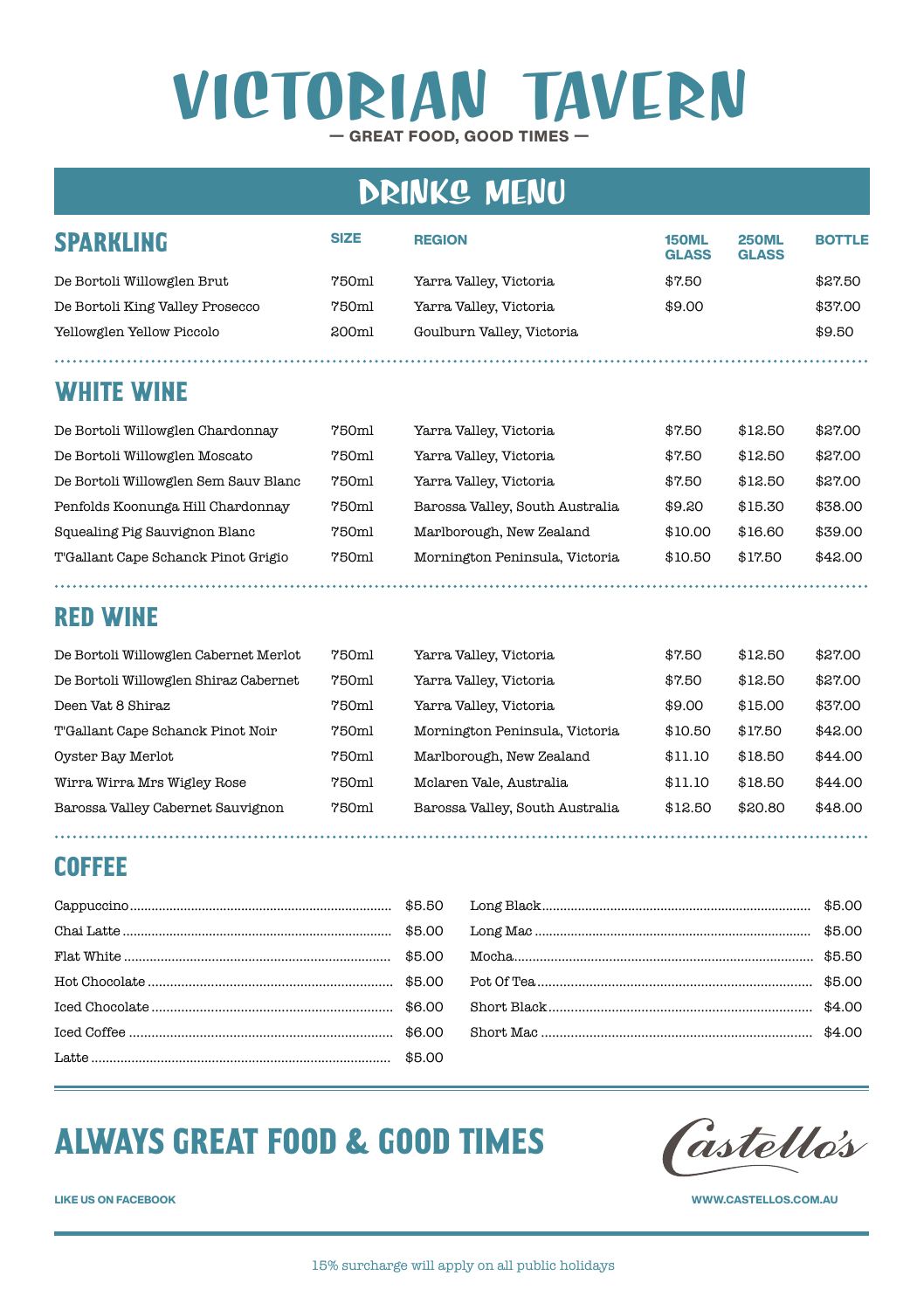# VICTORIAN TAVERN

— GREAT FOOD, GOOD TIMES —

## DRINKS MENU

### SPARKLING

| SPARKLING | SIZE | REGION | 150ML GLASS | 250ML GLASS | BOTTLE |
|---|---|---|---|---|---|
| De Bortoli Willowglen Brut | 750ml | Yarra Valley, Victoria | $7.50 | | $27.50 |
| De Bortoli King Valley Prosecco | 750ml | Yarra Valley, Victoria | $9.00 | | $37.00 |
| Yellowglen Yellow Piccolo | 200ml | Goulburn Valley, Victoria | | | $9.50 |

### WHITE WINE

| WHITE WINE | SIZE | REGION | 150ML GLASS | 250ML GLASS | BOTTLE |
|---|---|---|---|---|---|
| De Bortoli Willowglen Chardonnay | 750ml | Yarra Valley, Victoria | $7.50 | $12.50 | $27.00 |
| De Bortoli Willowglen Moscato | 750ml | Yarra Valley, Victoria | $7.50 | $12.50 | $27.00 |
| De Bortoli Willowglen Sem Sauv Blanc | 750ml | Yarra Valley, Victoria | $7.50 | $12.50 | $27.00 |
| Penfolds Koonunga Hill Chardonnay | 750ml | Barossa Valley, South Australia | $9.20 | $15.30 | $38.00 |
| Squealing Pig Sauvignon Blanc | 750ml | Marlborough, New Zealand | $10.00 | $16.60 | $39.00 |
| T'Gallant Cape Schanck Pinot Grigio | 750ml | Mornington Peninsula, Victoria | $10.50 | $17.50 | $42.00 |

### RED WINE

| RED WINE | SIZE | REGION | 150ML GLASS | 250ML GLASS | BOTTLE |
|---|---|---|---|---|---|
| De Bortoli Willowglen Cabernet Merlot | 750ml | Yarra Valley, Victoria | $7.50 | $12.50 | $27.00 |
| De Bortoli Willowglen Shiraz Cabernet | 750ml | Yarra Valley, Victoria | $7.50 | $12.50 | $27.00 |
| Deen Vat 8 Shiraz | 750ml | Yarra Valley, Victoria | $9.00 | $15.00 | $37.00 |
| T'Gallant Cape Schanck Pinot Noir | 750ml | Mornington Peninsula, Victoria | $10.50 | $17.50 | $42.00 |
| Oyster Bay Merlot | 750ml | Marlborough, New Zealand | $11.10 | $18.50 | $44.00 |
| Wirra Wirra Mrs Wigley Rose | 750ml | Mclaren Vale, Australia | $11.10 | $18.50 | $44.00 |
| Barossa Valley Cabernet Sauvignon | 750ml | Barossa Valley, South Australia | $12.50 | $20.80 | $48.00 |

### COFFEE

- Cappuccino ........ $5.50
- Chai Latte ........ $5.00
- Flat White ........ $5.00
- Hot Chocolate ........ $5.00
- Iced Chocolate ........ $6.00
- Iced Coffee ........ $6.00
- Latte ........ $5.00
- Long Black ........ $5.00
- Long Mac ........ $5.00
- Mocha ........ $5.50
- Pot Of Tea ........ $5.00
- Short Black ........ $4.00
- Short Mac ........ $4.00

## ALWAYS GREAT FOOD & GOOD TIMES

Castello's

LIKE US ON FACEBOOK

WWW.CASTELLOS.COM.AU

15% surcharge will apply on all public holidays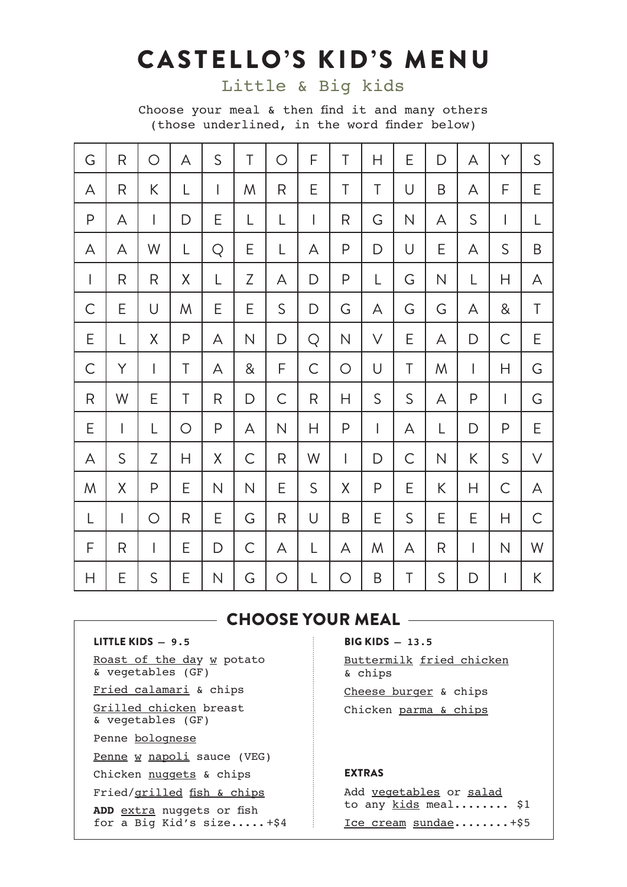# CASTELLO'S KID'S MENU

## Little & Big kids

Choose your meal & then find it and many others (those underlined, in the word finder below)

| | | | | | | | | | | | | | | |
|---|---|---|---|---|---|---|---|---|---|---|---|---|---|---|
| G | R | O | A | S | T | O | F | T | H | E | D | A | Y | S |
| A | R | K | L | I | M | R | E | T | T | U | B | A | F | E |
| P | A | I | D | E | L | L | I | R | G | N | A | S | I | L |
| A | A | W | L | Q | E | L | A | P | D | U | E | A | S | B |
| I | R | R | X | L | Z | A | D | P | L | G | N | L | H | A |
| C | E | U | M | E | E | S | D | G | A | G | G | A | & | T |
| E | L | X | P | A | N | D | Q | N | V | E | A | D | C | E |
| C | Y | I | T | A | & | F | C | O | U | T | M | I | H | G |
| R | W | E | T | R | D | C | R | H | S | S | A | P | I | G |
| E | I | L | O | P | A | N | H | P | I | A | L | D | P | E |
| A | S | Z | H | X | C | R | W | I | D | C | N | K | S | V |
| M | X | P | E | N | N | E | S | X | P | E | K | H | C | A |
| L | I | O | R | E | G | R | U | B | E | S | E | E | H | C |
| F | R | I | E | D | C | A | L | A | M | A | R | I | N | W |
| H | E | S | E | N | G | O | L | O | B | T | S | D | I | K |

## CHOOSE YOUR MEAL

### LITTLE KIDS — 9.5

Roast of the day w potato & vegetables (GF)

Fried calamari & chips

Grilled chicken breast & vegetables (GF)

Penne bolognese

Penne w napoli sauce (VEG)

Chicken nuggets & chips

Fried/grilled fish & chips

**ADD** extra nuggets or fish for a Big Kid's size.....+$4

### BIG KIDS — 13.5

Buttermilk fried chicken & chips

Cheese burger & chips

Chicken parma & chips

### EXTRAS

Add vegetables or salad to any kids meal........ $1

Ice cream sundae........+$5